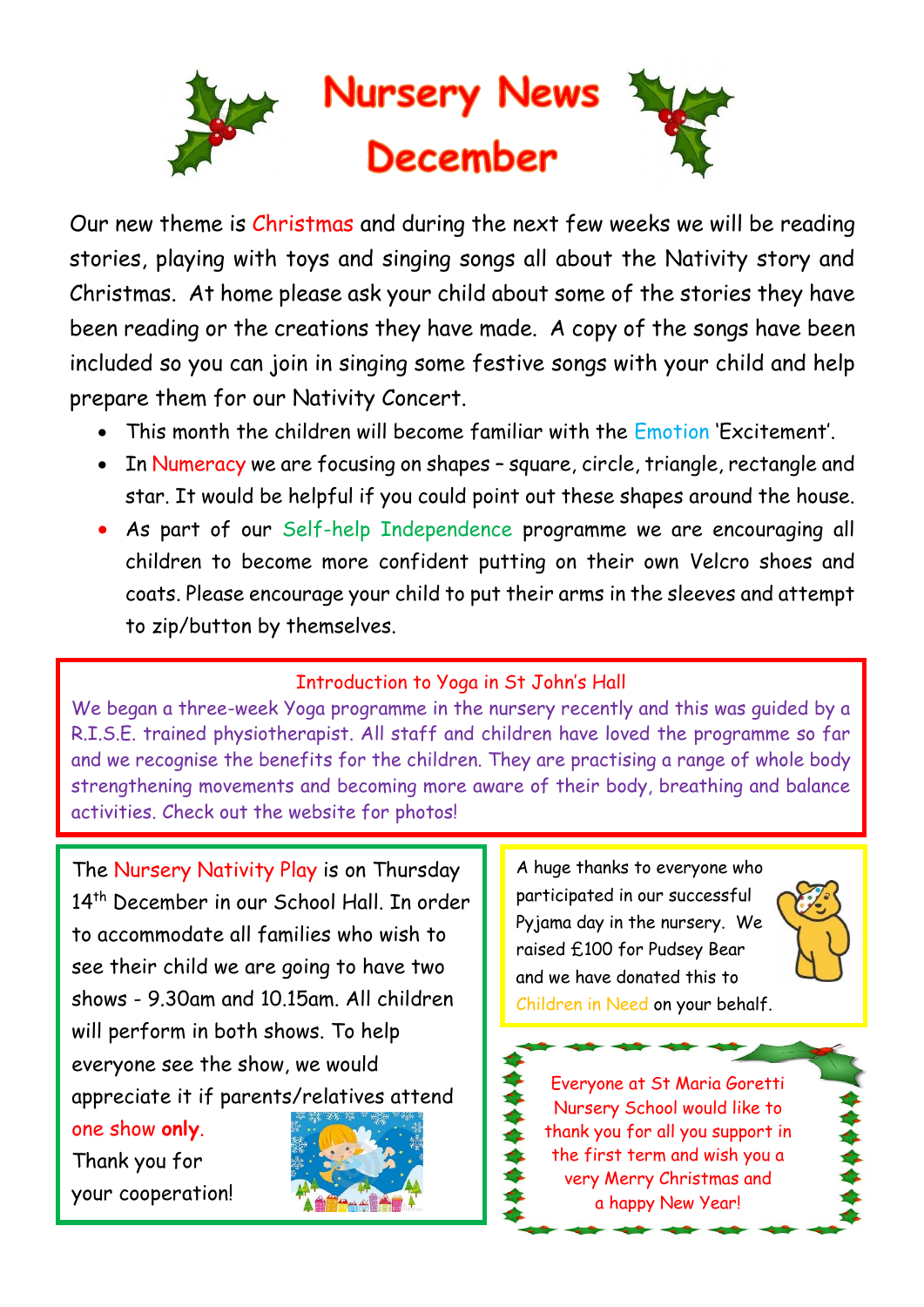# Nursery News December

Our new theme is Christmas and during the next few weeks we will be reading stories, playing with toys and singing songs all about the Nativity story and Christmas. At home please ask your child about some of the stories they have been reading or the creations they have made. A copy of the songs have been included so you can join in singing some festive songs with your child and help prepare them for our Nativity Concert.

- This month the children will become familiar with the Emotion 'Excitement'.
- In Numeracy we are focusing on shapes – square, circle, triangle, rectangle and star. It would be helpful if you could point out these shapes around the house.
- As part of our Self-help Independence programme we are encouraging all children to become more confident putting on their own Velcro shoes and coats. Please encourage your child to put their arms in the sleeves and attempt to zip/button by themselves.

## Introduction to Yoga in St John's Hall

We began a three-week Yoga programme in the nursery recently and this was guided by a R.I.S.E. trained physiotherapist. All staff and children have loved the programme so far and we recognise the benefits for the children. They are practising a range of whole body strengthening movements and becoming more aware of their body, breathing and balance activities. Check out the website for photos!

The Nursery Nativity Play is on Thursday 14th December in our School Hall. In order to accommodate all families who wish to see their child we are going to have two shows - 9.30am and 10.15am. All children will perform in both shows. To help everyone see the show, we would appreciate it if parents/relatives attend one show **only**.
Thank you for your cooperation!

A huge thanks to everyone who participated in our successful Pyjama day in the nursery. We raised £100 for Pudsey Bear and we have donated this to Children in Need on your behalf.

Everyone at St Maria Goretti Nursery School would like to thank you for all you support in the first term and wish you a very Merry Christmas and a happy New Year!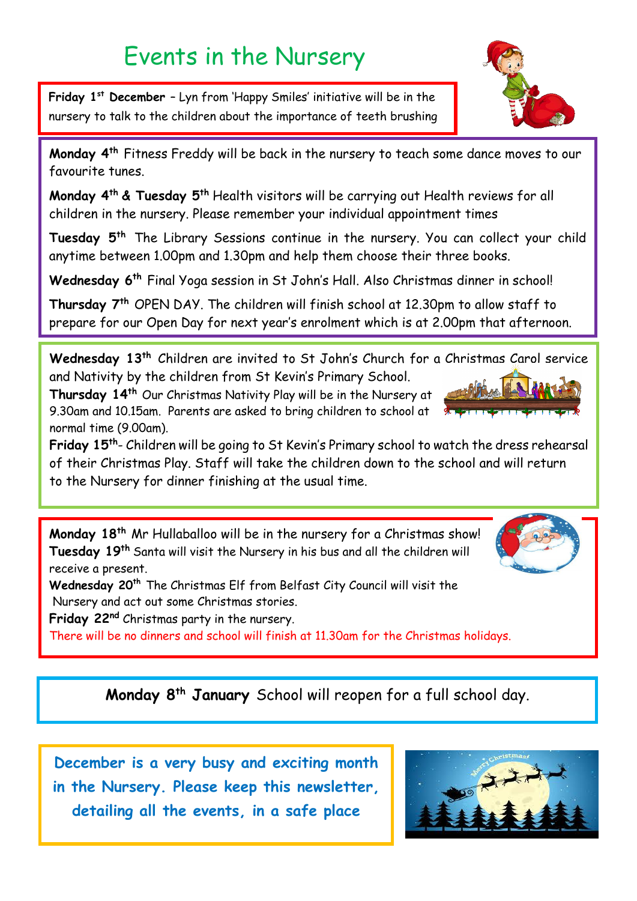# Events in the Nursery

**Friday 1st December** – Lyn from 'Happy Smiles' initiative will be in the nursery to talk to the children about the importance of teeth brushing

**Monday 4th** Fitness Freddy will be back in the nursery to teach some dance moves to our favourite tunes.

**Monday 4th & Tuesday 5th** Health visitors will be carrying out Health reviews for all children in the nursery. Please remember your individual appointment times

**Tuesday 5th** The Library Sessions continue in the nursery. You can collect your child anytime between 1.00pm and 1.30pm and help them choose their three books.

**Wednesday 6th** Final Yoga session in St John's Hall. Also Christmas dinner in school!

**Thursday 7th** OPEN DAY. The children will finish school at 12.30pm to allow staff to prepare for our Open Day for next year's enrolment which is at 2.00pm that afternoon.

**Wednesday 13th** Children are invited to St John's Church for a Christmas Carol service and Nativity by the children from St Kevin's Primary School.

**Thursday 14th** Our Christmas Nativity Play will be in the Nursery at 9.30am and 10.15am. Parents are asked to bring children to school at normal time (9.00am).

**Friday 15th**- Children will be going to St Kevin's Primary school to watch the dress rehearsal of their Christmas Play. Staff will take the children down to the school and will return to the Nursery for dinner finishing at the usual time.

**Monday 18th** Mr Hullaballoo will be in the nursery for a Christmas show!

**Tuesday 19th** Santa will visit the Nursery in his bus and all the children will receive a present.

**Wednesday 20th** The Christmas Elf from Belfast City Council will visit the Nursery and act out some Christmas stories.

**Friday 22nd** Christmas party in the nursery.

There will be no dinners and school will finish at 11.30am for the Christmas holidays.

**Monday 8th January** School will reopen for a full school day.

**December is a very busy and exciting month in the Nursery. Please keep this newsletter, detailing all the events, in a safe place**